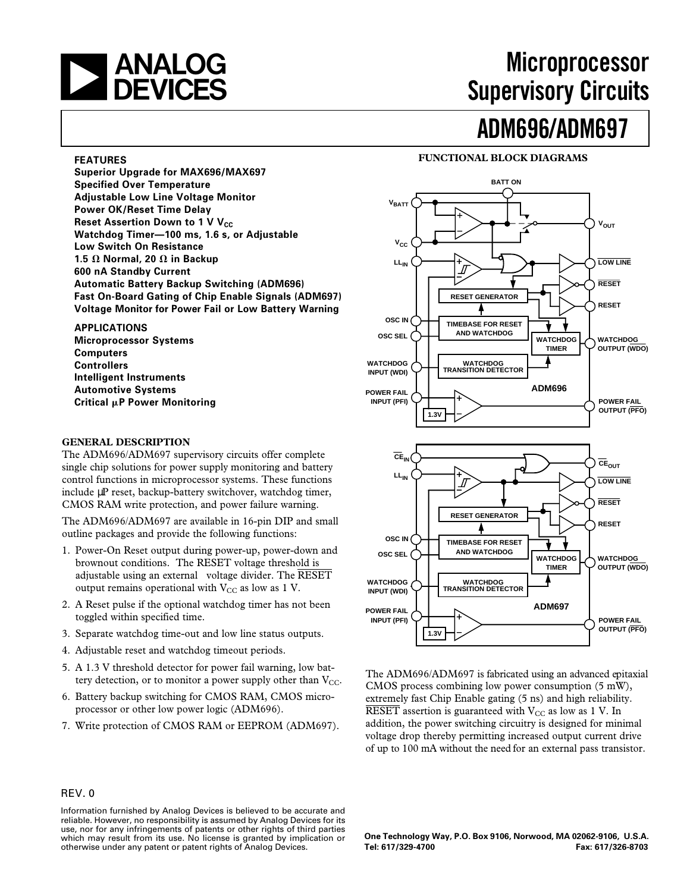# Microprocessor Supervisory Circuits

# ADM696/ADM697

## FEATURES

**Superior Upgrade for MAX696/MAX697**
**Specified Over Temperature**
**Adjustable Low Line Voltage Monitor**
**Power OK/Reset Time Delay**
**Reset Assertion Down to 1 V $V_{CC}$**
**Watchdog Timer—100 ms, 1.6 s, or Adjustable**
**Low Switch On Resistance**
**1.5 Ω Normal, 20 Ω in Backup**
**600 nA Standby Current**
**Automatic Battery Backup Switching (ADM696)**
**Fast On-Board Gating of Chip Enable Signals (ADM697)**
**Voltage Monitor for Power Fail or Low Battery Warning**

## APPLICATIONS

**Microprocessor Systems**
**Computers**
**Controllers**
**Intelligent Instruments**
**Automotive Systems**
**Critical µP Power Monitoring**

## FUNCTIONAL BLOCK DIAGRAMS

## GENERAL DESCRIPTION

The ADM696/ADM697 supervisory circuits offer complete single chip solutions for power supply monitoring and battery control functions in microprocessor systems. These functions include µP reset, backup-battery switchover, watchdog timer, CMOS RAM write protection, and power failure warning.

The ADM696/ADM697 are available in 16-pin DIP and small outline packages and provide the following functions:

1. Power-On Reset output during power-up, power-down and brownout conditions. The RESET voltage threshold is adjustable using an external voltage divider. The $\overline{\text{RESET}}$ output remains operational with $V_{CC}$ as low as 1 V.
2. A Reset pulse if the optional watchdog timer has not been toggled within specified time.
3. Separate watchdog time-out and low line status outputs.
4. Adjustable reset and watchdog timeout periods.
5. A 1.3 V threshold detector for power fail warning, low battery detection, or to monitor a power supply other than $V_{CC}$.
6. Battery backup switching for CMOS RAM, CMOS microprocessor or other low power logic (ADM696).
7. Write protection of CMOS RAM or EEPROM (ADM697).

The ADM696/ADM697 is fabricated using an advanced epitaxial CMOS process combining low power consumption (5 mW), extremely fast Chip Enable gating (5 ns) and high reliability. $\overline{\text{RESET}}$ assertion is guaranteed with $V_{CC}$ as low as 1 V. In addition, the power switching circuitry is designed for minimal voltage drop thereby permitting increased output current drive of up to 100 mA without the need for an external pass transistor.

REV. 0

Information furnished by Analog Devices is believed to be accurate and reliable. However, no responsibility is assumed by Analog Devices for its use, nor for any infringements of patents or other rights of third parties which may result from its use. No license is granted by implication or otherwise under any patent or patent rights of Analog Devices.

One Technology Way, P.O. Box 9106, Norwood, MA 02062-9106, U.S.A.
Tel: 617/329-4700 Fax: 617/326-8703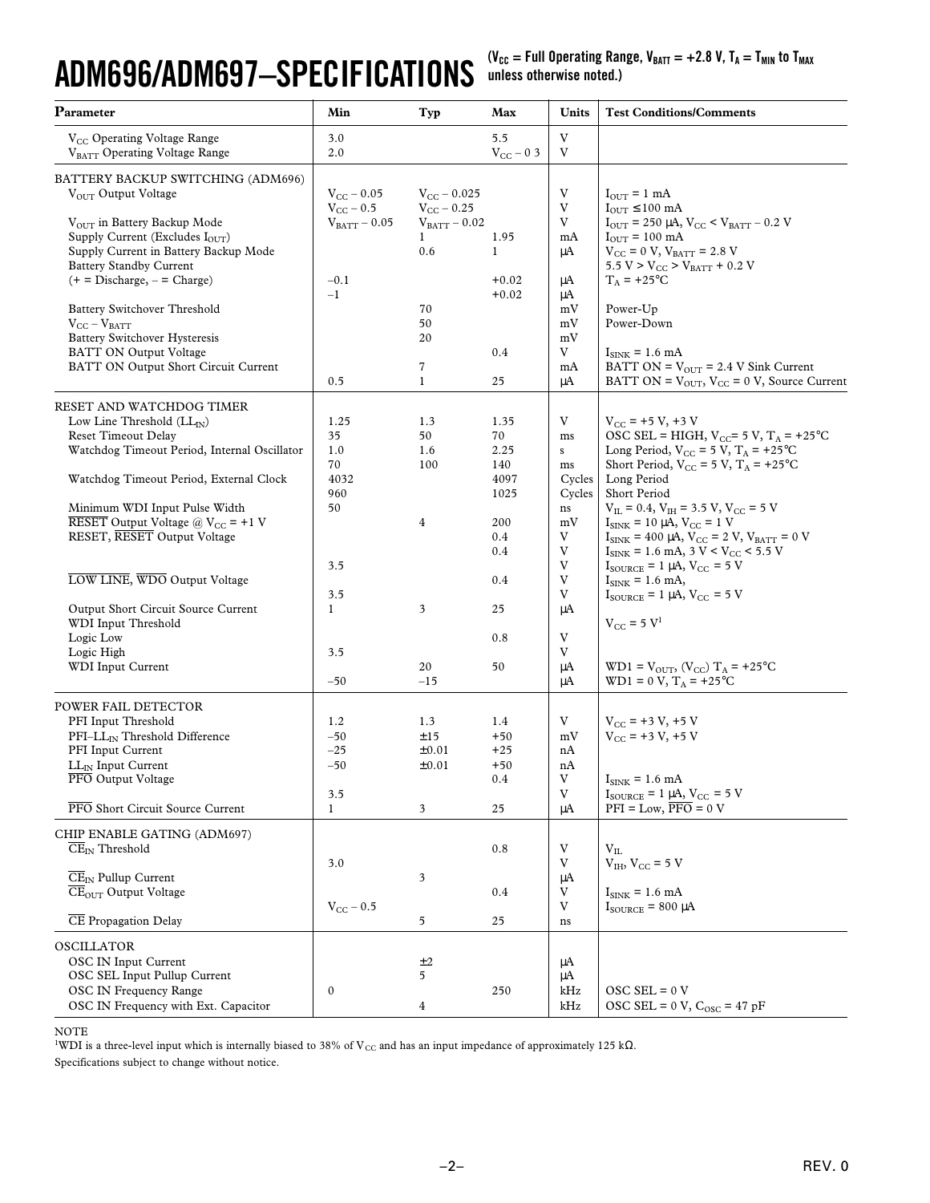# ADM696/ADM697–SPECIFICATIONS

($V_{CC}$ = Full Operating Range, $V_{BATT}$ = +2.8 V, $T_A$ = $T_{MIN}$ to $T_{MAX}$ unless otherwise noted.)

| Parameter | Min | Typ | Max | Units | Test Conditions/Comments |
|---|---|---|---|---|---|
| $V_{CC}$ Operating Voltage Range | 3.0 | | 5.5 | V | |
| $V_{BATT}$ Operating Voltage Range | 2.0 | | $V_{CC}$ – 0 3 | V | |
| BATTERY BACKUP SWITCHING (ADM696) | | | | | |
| $V_{OUT}$ Output Voltage | $V_{CC}$ – 0.05 | $V_{CC}$ – 0.025 | | V | $I_{OUT}$ = 1 mA |
| | $V_{CC}$ – 0.5 | $V_{CC}$ – 0.25 | | V | $I_{OUT}$ ≤100 mA |
| $V_{OUT}$ in Battery Backup Mode | $V_{BATT}$ – 0.05 | $V_{BATT}$ – 0.02 | | V | $I_{OUT}$ = 250 µA, $V_{CC}$ < $V_{BATT}$ – 0.2 V |
| Supply Current (Excludes $I_{OUT}$) | | 1 | 1.95 | mA | $I_{OUT}$ = 100 mA |
| Supply Current in Battery Backup Mode | | 0.6 | 1 | µA | $V_{CC}$ = 0 V, $V_{BATT}$ = 2.8 V |
| Battery Standby Current | | | | | 5.5 V > $V_{CC}$ > $V_{BATT}$ + 0.2 V |
| (+ = Discharge, – = Charge) | –0.1 | | +0.02 | µA | $T_A$ = +25°C |
| | –1 | | +0.02 | µA | |
| Battery Switchover Threshold | | 70 | | mV | Power-Up |
| $V_{CC}$ – $V_{BATT}$ | | 50 | | mV | Power-Down |
| Battery Switchover Hysteresis | | 20 | | mV | |
| BATT ON Output Voltage | | | 0.4 | V | $I_{SINK}$ = 1.6 mA |
| BATT ON Output Short Circuit Current | | 7 | | mA | BATT ON = $V_{OUT}$ = 2.4 V Sink Current |
| | 0.5 | 1 | 25 | µA | BATT ON = $V_{OUT}$, $V_{CC}$ = 0 V, Source Current |
| RESET AND WATCHDOG TIMER | | | | | |
| Low Line Threshold ($LL_{IN}$) | 1.25 | 1.3 | 1.35 | V | $V_{CC}$ = +5 V, +3 V |
| Reset Timeout Delay | 35 | 50 | 70 | ms | OSC SEL = HIGH, $V_{CC}$= 5 V, $T_A$ = +25°C |
| Watchdog Timeout Period, Internal Oscillator | 1.0 | 1.6 | 2.25 | s | Long Period, $V_{CC}$ = 5 V, $T_A$ = +25°C |
| | 70 | 100 | 140 | ms | Short Period, $V_{CC}$ = 5 V, $T_A$ = +25°C |
| Watchdog Timeout Period, External Clock | 4032 | | 4097 | Cycles | Long Period |
| | 960 | | 1025 | Cycles | Short Period |
| Minimum WDI Input Pulse Width | 50 | | | ns | $V_{IL}$ = 0.4, $V_{IH}$ = 3.5 V, $V_{CC}$ = 5 V |
| $\overline{\text{RESET}}$ Output Voltage @ $V_{CC}$ = +1 V | | 4 | 200 | mV | $I_{SINK}$ = 10 µA, $V_{CC}$ = 1 V |
| RESET, $\overline{\text{RESET}}$ Output Voltage | | | 0.4 | V | $I_{SINK}$ = 400 µA, $V_{CC}$ = 2 V, $V_{BATT}$ = 0 V |
| | | | 0.4 | V | $I_{SINK}$ = 1.6 mA, 3 V < $V_{CC}$ < 5.5 V |
| | 3.5 | | | V | $I_{SOURCE}$ = 1 µA, $V_{CC}$ = 5 V |
| $\overline{\text{LOW LINE}}$, $\overline{\text{WDO}}$ Output Voltage | | | 0.4 | V | $I_{SINK}$ = 1.6 mA, |
| | 3.5 | | | V | $I_{SOURCE}$ = 1 µA, $V_{CC}$ = 5 V |
| Output Short Circuit Source Current | 1 | 3 | 25 | µA | |
| WDI Input Threshold | | | | | $V_{CC}$ = 5 V[1] |
| Logic Low | | | 0.8 | V | |
| Logic High | 3.5 | | | V | |
| WDI Input Current | | 20 | 50 | µA | WD1 = $V_{OUT}$, ($V_{CC}$) $T_A$ = +25°C |
| | –50 | –15 | | µA | WD1 = 0 V, $T_A$ = +25°C |
| POWER FAIL DETECTOR | | | | | |
| PFI Input Threshold | 1.2 | 1.3 | 1.4 | V | $V_{CC}$ = +3 V, +5 V |
| PFI–$LL_{IN}$ Threshold Difference | –50 | ±15 | +50 | mV | $V_{CC}$ = +3 V, +5 V |
| PFI Input Current | –25 | ±0.01 | +25 | nA | |
| $LL_{IN}$ Input Current | –50 | ±0.01 | +50 | nA | |
| $\overline{\text{PFO}}$ Output Voltage | | | 0.4 | V | $I_{SINK}$ = 1.6 mA |
| | 3.5 | | | V | $I_{SOURCE}$ = 1 µA, $V_{CC}$ = 5 V |
| $\overline{\text{PFO}}$ Short Circuit Source Current | 1 | 3 | 25 | µA | PFI = Low, $\overline{\text{PFO}}$ = 0 V |
| CHIP ENABLE GATING (ADM697) | | | | | |
| $\overline{\text{CE}}_{IN}$ Threshold | | | 0.8 | V | $V_{IL}$ |
| | 3.0 | | | V | $V_{IH}$, $V_{CC}$ = 5 V |
| $\overline{\text{CE}}_{IN}$ Pullup Current | | 3 | | µA | |
| $\overline{\text{CE}}_{OUT}$ Output Voltage | | | 0.4 | V | $I_{SINK}$ = 1.6 mA |
| | $V_{CC}$ – 0.5 | | | V | $I_{SOURCE}$ = 800 µA |
| $\overline{\text{CE}}$ Propagation Delay | | 5 | 25 | ns | |
| OSCILLATOR | | | | | |
| OSC IN Input Current | | ±2 | | µA | |
| OSC SEL Input Pullup Current | | 5 | | µA | |
| OSC IN Frequency Range | 0 | | 250 | kHz | OSC SEL = 0 V |
| OSC IN Frequency with Ext. Capacitor | | 4 | | kHz | OSC SEL = 0 V, $C_{OSC}$ = 47 pF |

NOTE

[1]WDI is a three-level input which is internally biased to 38% of $V_{CC}$ and has an input impedance of approximately 125 kΩ.

Specifications subject to change without notice.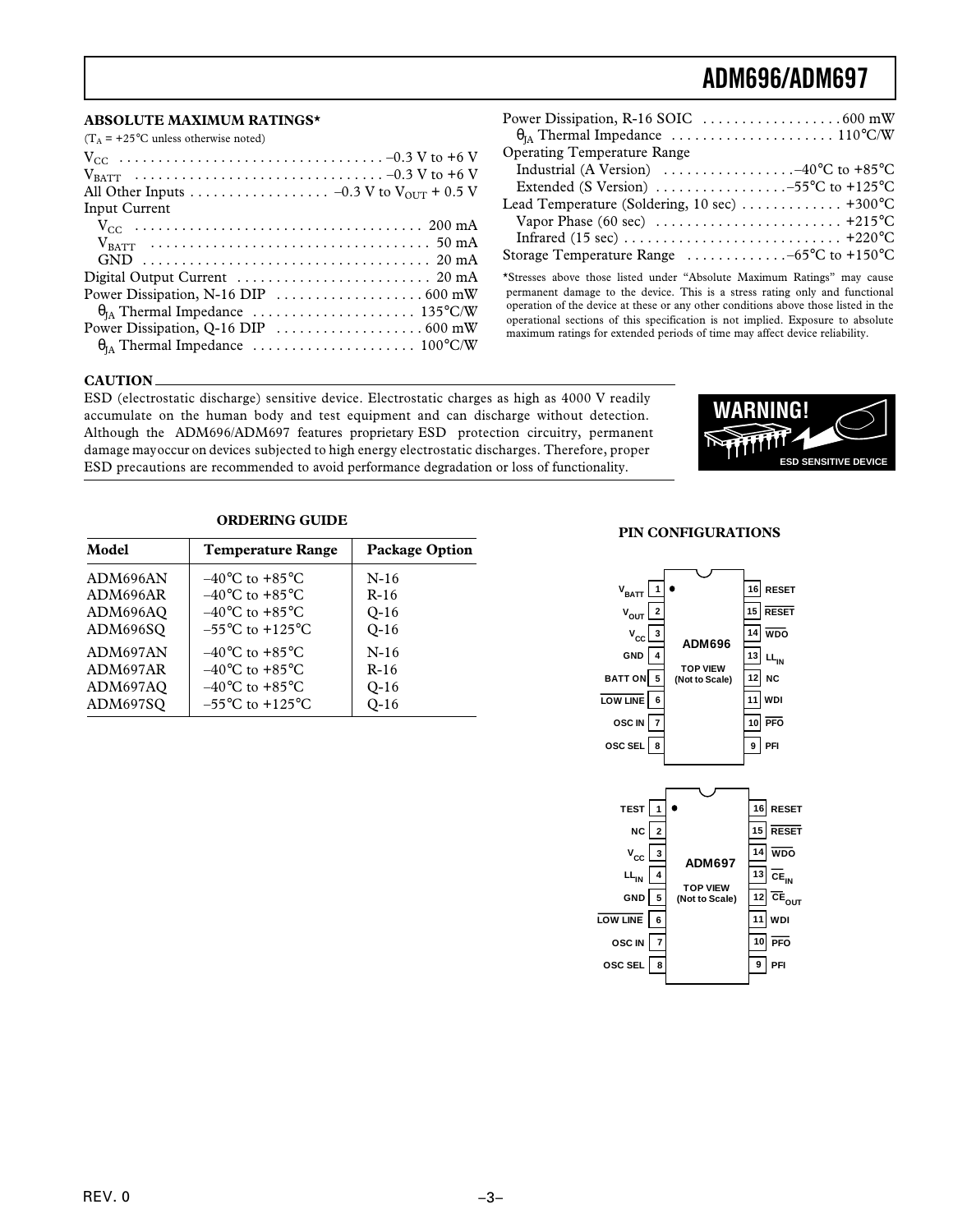## ABSOLUTE MAXIMUM RATINGS*

($T_A$ = +25°C unless otherwise noted)

$V_{CC}$ . . . . . . . . . . . . . . . . . . . . . . . . . . . . . . . . . . –0.3 V to +6 V
$V_{BATT}$ . . . . . . . . . . . . . . . . . . . . . . . . . . . . . . . . –0.3 V to +6 V
All Other Inputs . . . . . . . . . . . . . . . . . . –0.3 V to $V_{OUT}$ + 0.5 V
Input Current
  $V_{CC}$ . . . . . . . . . . . . . . . . . . . . . . . . . . . . . . . . . . . . . 200 mA
  $V_{BATT}$ . . . . . . . . . . . . . . . . . . . . . . . . . . . . . . . . . . . 50 mA
  GND . . . . . . . . . . . . . . . . . . . . . . . . . . . . . . . . . . . . . 20 mA
Digital Output Current . . . . . . . . . . . . . . . . . . . . . . . . . 20 mA
Power Dissipation, N-16 DIP . . . . . . . . . . . . . . . . . . . 600 mW
  $\theta_{JA}$ Thermal Impedance . . . . . . . . . . . . . . . . . . . . . 135°C/W
Power Dissipation, Q-16 DIP . . . . . . . . . . . . . . . . . . . 600 mW
  $\theta_{JA}$ Thermal Impedance . . . . . . . . . . . . . . . . . . . . . 100°C/W
Power Dissipation, R-16 SOIC . . . . . . . . . . . . . . . . . . 600 mW
  $\theta_{JA}$ Thermal Impedance . . . . . . . . . . . . . . . . . . . . . 110°C/W
Operating Temperature Range
  Industrial (A Version) . . . . . . . . . . . . . . . . . –40°C to +85°C
  Extended (S Version) . . . . . . . . . . . . . . . . –55°C to +125°C
Lead Temperature (Soldering, 10 sec) . . . . . . . . . . . . . +300°C
  Vapor Phase (60 sec) . . . . . . . . . . . . . . . . . . . . . . . . +215°C
  Infrared (15 sec) . . . . . . . . . . . . . . . . . . . . . . . . . . . . +220°C
Storage Temperature Range . . . . . . . . . . . . –65°C to +150°C

*Stresses above those listed under "Absolute Maximum Ratings" may cause permanent damage to the device. This is a stress rating only and functional operation of the device at these or any other conditions above those listed in the operational sections of this specification is not implied. Exposure to absolute maximum ratings for extended periods of time may affect device reliability.

## CAUTION

ESD (electrostatic discharge) sensitive device. Electrostatic charges as high as 4000 V readily accumulate on the human body and test equipment and can discharge without detection. Although the ADM696/ADM697 features proprietary ESD protection circuitry, permanent damage may occur on devices subjected to high energy electrostatic discharges. Therefore, proper ESD precautions are recommended to avoid performance degradation or loss of functionality.

WARNING! ESD SENSITIVE DEVICE

## ORDERING GUIDE

| Model | Temperature Range | Package Option |
|---|---|---|
| ADM696AN | –40°C to +85°C | N-16 |
| ADM696AR | –40°C to +85°C | R-16 |
| ADM696AQ | –40°C to +85°C | Q-16 |
| ADM696SQ | –55°C to +125°C | Q-16 |
| ADM697AN | –40°C to +85°C | N-16 |
| ADM697AR | –40°C to +85°C | R-16 |
| ADM697AQ | –40°C to +85°C | Q-16 |
| ADM697SQ | –55°C to +125°C | Q-16 |

## PIN CONFIGURATIONS

**ADM696** (TOP VIEW, Not to Scale)

| Pin | Name | Pin | Name |
|---|---|---|---|
| 1 | $V_{BATT}$ | 16 | RESET |
| 2 | $V_{OUT}$ | 15 | $\overline{RESET}$ |
| 3 | $V_{CC}$ | 14 | $\overline{WDO}$ |
| 4 | GND | 13 | $LL_{IN}$ |
| 5 | BATT ON | 12 | NC |
| 6 | $\overline{LOW\ LINE}$ | 11 | WDI |
| 7 | OSC IN | 10 | $\overline{PFO}$ |
| 8 | OSC SEL | 9 | PFI |

**ADM697** (TOP VIEW, Not to Scale)

| Pin | Name | Pin | Name |
|---|---|---|---|
| 1 | TEST | 16 | RESET |
| 2 | NC | 15 | $\overline{RESET}$ |
| 3 | $V_{CC}$ | 14 | $\overline{WDO}$ |
| 4 | $LL_{IN}$ | 13 | $\overline{CE}_{IN}$ |
| 5 | GND | 12 | $\overline{CE}_{OUT}$ |
| 6 | $\overline{LOW\ LINE}$ | 11 | WDI |
| 7 | OSC IN | 10 | $\overline{PFO}$ |
| 8 | OSC SEL | 9 | PFI |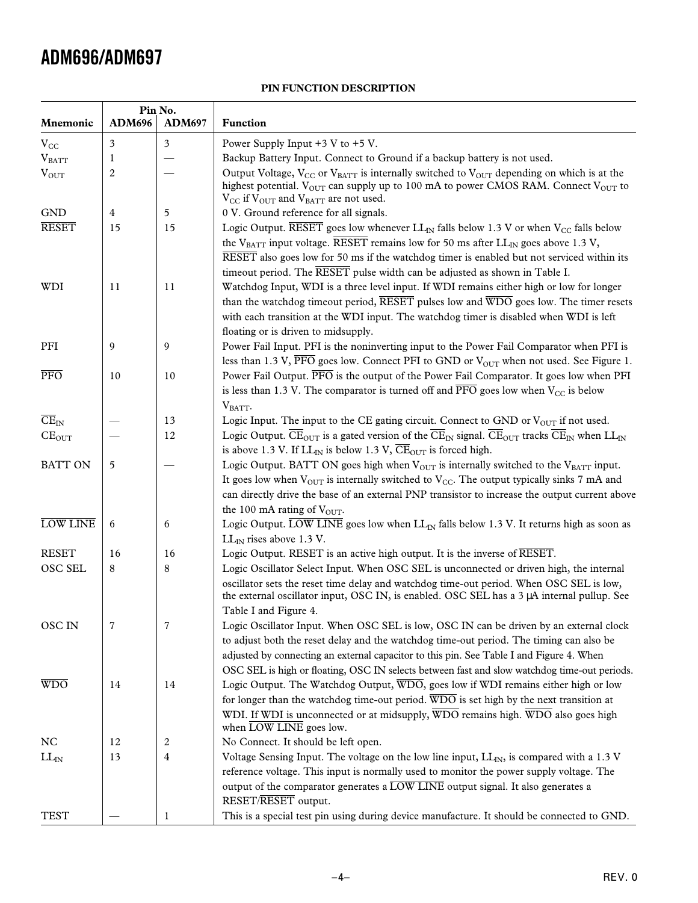## PIN FUNCTION DESCRIPTION

| Mnemonic | Pin No. ADM696 | Pin No. ADM697 | Function |
|---|---|---|---|
| $V_{CC}$ | 3 | 3 | Power Supply Input +3 V to +5 V. |
| $V_{BATT}$ | 1 | — | Backup Battery Input. Connect to Ground if a backup battery is not used. |
| $V_{OUT}$ | 2 | — | Output Voltage, $V_{CC}$ or $V_{BATT}$ is internally switched to $V_{OUT}$ depending on which is at the highest potential. $V_{OUT}$ can supply up to 100 mA to power CMOS RAM. Connect $V_{OUT}$ to $V_{CC}$ if $V_{OUT}$ and $V_{BATT}$ are not used. |
| GND | 4 | 5 | 0 V. Ground reference for all signals. |
| $\overline{\text{RESET}}$ | 15 | 15 | Logic Output. $\overline{\text{RESET}}$ goes low whenever $LL_{IN}$ falls below 1.3 V or when $V_{CC}$ falls below the $V_{BATT}$ input voltage. $\overline{\text{RESET}}$ remains low for 50 ms after $LL_{IN}$ goes above 1.3 V, $\overline{\text{RESET}}$ also goes low for 50 ms if the watchdog timer is enabled but not serviced within its timeout period. The $\overline{\text{RESET}}$ pulse width can be adjusted as shown in Table I. |
| WDI | 11 | 11 | Watchdog Input, WDI is a three level input. If WDI remains either high or low for longer than the watchdog timeout period, $\overline{\text{RESET}}$ pulses low and $\overline{\text{WDO}}$ goes low. The timer resets with each transition at the WDI input. The watchdog timer is disabled when WDI is left floating or is driven to midsupply. |
| PFI | 9 | 9 | Power Fail Input. PFI is the noninverting input to the Power Fail Comparator when PFI is less than 1.3 V, $\overline{\text{PFO}}$ goes low. Connect PFI to GND or $V_{OUT}$ when not used. See Figure 1. |
| $\overline{\text{PFO}}$ | 10 | 10 | Power Fail Output. $\overline{\text{PFO}}$ is the output of the Power Fail Comparator. It goes low when PFI is less than 1.3 V. The comparator is turned off and $\overline{\text{PFO}}$ goes low when $V_{CC}$ is below $V_{BATT}$. |
| $\overline{\text{CE}}_{IN}$ | — | 13 | Logic Input. The input to the CE gating circuit. Connect to GND or $V_{OUT}$ if not used. |
| $\text{CE}_{OUT}$ | — | 12 | Logic Output. $\overline{\text{CE}}_{OUT}$ is a gated version of the $\overline{\text{CE}}_{IN}$ signal. $\overline{\text{CE}}_{OUT}$ tracks $\overline{\text{CE}}_{IN}$ when $LL_{IN}$ is above 1.3 V. If $LL_{IN}$ is below 1.3 V, $\overline{\text{CE}}_{OUT}$ is forced high. |
| BATT ON | 5 | — | Logic Output. BATT ON goes high when $V_{OUT}$ is internally switched to the $V_{BATT}$ input. It goes low when $V_{OUT}$ is internally switched to $V_{CC}$. The output typically sinks 7 mA and can directly drive the base of an external PNP transistor to increase the output current above the 100 mA rating of $V_{OUT}$. |
| $\overline{\text{LOW LINE}}$ | 6 | 6 | Logic Output. $\overline{\text{LOW LINE}}$ goes low when $LL_{IN}$ falls below 1.3 V. It returns high as soon as $LL_{IN}$ rises above 1.3 V. |
| RESET | 16 | 16 | Logic Output. RESET is an active high output. It is the inverse of $\overline{\text{RESET}}$. |
| OSC SEL | 8 | 8 | Logic Oscillator Select Input. When OSC SEL is unconnected or driven high, the internal oscillator sets the reset time delay and watchdog time-out period. When OSC SEL is low, the external oscillator input, OSC IN, is enabled. OSC SEL has a 3 µA internal pullup. See Table I and Figure 4. |
| OSC IN | 7 | 7 | Logic Oscillator Input. When OSC SEL is low, OSC IN can be driven by an external clock to adjust both the reset delay and the watchdog time-out period. The timing can also be adjusted by connecting an external capacitor to this pin. See Table I and Figure 4. When OSC SEL is high or floating, OSC IN selects between fast and slow watchdog time-out periods. |
| $\overline{\text{WDO}}$ | 14 | 14 | Logic Output. The Watchdog Output, $\overline{\text{WDO}}$, goes low if WDI remains either high or low for longer than the watchdog time-out period. $\overline{\text{WDO}}$ is set high by the next transition at WDI. If WDI is unconnected or at midsupply, $\overline{\text{WDO}}$ remains high. $\overline{\text{WDO}}$ also goes high when $\overline{\text{LOW LINE}}$ goes low. |
| NC | 12 | 2 | No Connect. It should be left open. |
| $LL_{IN}$ | 13 | 4 | Voltage Sensing Input. The voltage on the low line input, $LL_{IN}$, is compared with a 1.3 V reference voltage. This input is normally used to monitor the power supply voltage. The output of the comparator generates a $\overline{\text{LOW LINE}}$ output signal. It also generates a RESET/$\overline{\text{RESET}}$ output. |
| TEST | — | 1 | This is a special test pin using during device manufacture. It should be connected to GND. |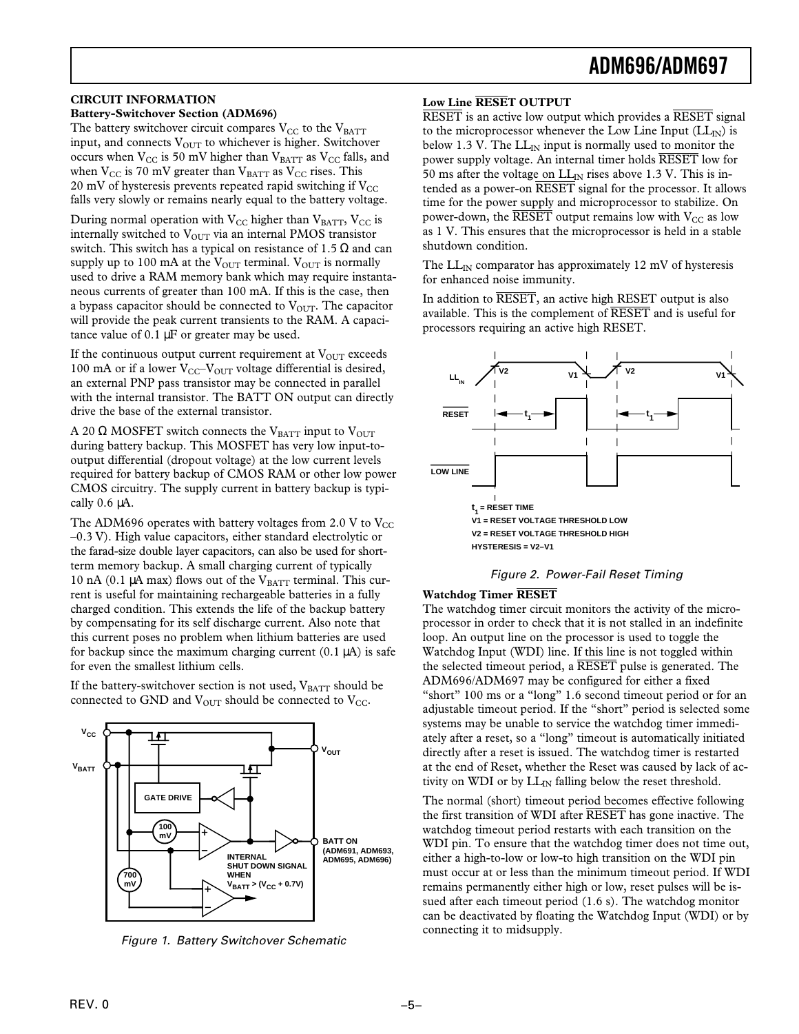## CIRCUIT INFORMATION

### Battery-Switchover Section (ADM696)

The battery switchover circuit compares $V_{CC}$ to the $V_{BATT}$ input, and connects $V_{OUT}$ to whichever is higher. Switchover occurs when $V_{CC}$ is 50 mV higher than $V_{BATT}$ as $V_{CC}$ falls, and when $V_{CC}$ is 70 mV greater than $V_{BATT}$ as $V_{CC}$ rises. This 20 mV of hysteresis prevents repeated rapid switching if $V_{CC}$ falls very slowly or remains nearly equal to the battery voltage.

During normal operation with $V_{CC}$ higher than $V_{BATT}$, $V_{CC}$ is internally switched to $V_{OUT}$ via an internal PMOS transistor switch. This switch has a typical on resistance of 1.5 Ω and can supply up to 100 mA at the $V_{OUT}$ terminal. $V_{OUT}$ is normally used to drive a RAM memory bank which may require instantaneous currents of greater than 100 mA. If this is the case, then a bypass capacitor should be connected to $V_{OUT}$. The capacitor will provide the peak current transients to the RAM. A capacitance value of 0.1 µF or greater may be used.

If the continuous output current requirement at $V_{OUT}$ exceeds 100 mA or if a lower $V_{CC}$–$V_{OUT}$ voltage differential is desired, an external PNP pass transistor may be connected in parallel with the internal transistor. The BATT ON output can directly drive the base of the external transistor.

A 20 Ω MOSFET switch connects the $V_{BATT}$ input to $V_{OUT}$ during battery backup. This MOSFET has very low input-to-output differential (dropout voltage) at the low current levels required for battery backup of CMOS RAM or other low power CMOS circuitry. The supply current in battery backup is typically 0.6 µA.

The ADM696 operates with battery voltages from 2.0 V to $V_{CC}$ –0.3 V). High value capacitors, either standard electrolytic or the farad-size double layer capacitors, can also be used for short-term memory backup. A small charging current of typically 10 nA (0.1 µA max) flows out of the $V_{BATT}$ terminal. This current is useful for maintaining rechargeable batteries in a fully charged condition. This extends the life of the backup battery by compensating for its self discharge current. Also note that this current poses no problem when lithium batteries are used for backup since the maximum charging current (0.1 µA) is safe for even the smallest lithium cells.

If the battery-switchover section is not used, $V_{BATT}$ should be connected to GND and $V_{OUT}$ should be connected to $V_{CC}$.

*Figure 1. Battery Switchover Schematic*

### Low Line $\overline{\text{RESET}}$ OUTPUT

$\overline{\text{RESET}}$ is an active low output which provides a $\overline{\text{RESET}}$ signal to the microprocessor whenever the Low Line Input ($LL_{IN}$) is below 1.3 V. The $LL_{IN}$ input is normally used to monitor the power supply voltage. An internal timer holds $\overline{\text{RESET}}$ low for 50 ms after the voltage on $LL_{IN}$ rises above 1.3 V. This is intended as a power-on $\overline{\text{RESET}}$ signal for the processor. It allows time for the power supply and microprocessor to stabilize. On power-down, the $\overline{\text{RESET}}$ output remains low with $V_{CC}$ as low as 1 V. This ensures that the microprocessor is held in a stable shutdown condition.

The $LL_{IN}$ comparator has approximately 12 mV of hysteresis for enhanced noise immunity.

In addition to $\overline{\text{RESET}}$, an active high RESET output is also available. This is the complement of $\overline{\text{RESET}}$ and is useful for processors requiring an active high RESET.

$t_1$ = RESET TIME
V1 = RESET VOLTAGE THRESHOLD LOW
V2 = RESET VOLTAGE THRESHOLD HIGH
HYSTERESIS = V2–V1

*Figure 2. Power-Fail Reset Timing*

### Watchdog Timer $\overline{\text{RESET}}$

The watchdog timer circuit monitors the activity of the microprocessor in order to check that it is not stalled in an indefinite loop. An output line on the processor is used to toggle the Watchdog Input (WDI) line. If this line is not toggled within the selected timeout period, a $\overline{\text{RESET}}$ pulse is generated. The ADM696/ADM697 may be configured for either a fixed "short" 100 ms or a "long" 1.6 second timeout period or for an adjustable timeout period. If the "short" period is selected some systems may be unable to service the watchdog timer immediately after a reset, so a "long" timeout is automatically initiated directly after a reset is issued. The watchdog timer is restarted at the end of Reset, whether the Reset was caused by lack of activity on WDI or by $LL_{IN}$ falling below the reset threshold.

The normal (short) timeout period becomes effective following the first transition of WDI after $\overline{\text{RESET}}$ has gone inactive. The watchdog timeout period restarts with each transition on the WDI pin. To ensure that the watchdog timer does not time out, either a high-to-low or low-to high transition on the WDI pin must occur at or less than the minimum timeout period. If WDI remains permanently either high or low, reset pulses will be issued after each timeout period (1.6 s). The watchdog monitor can be deactivated by floating the Watchdog Input (WDI) or by connecting it to midsupply.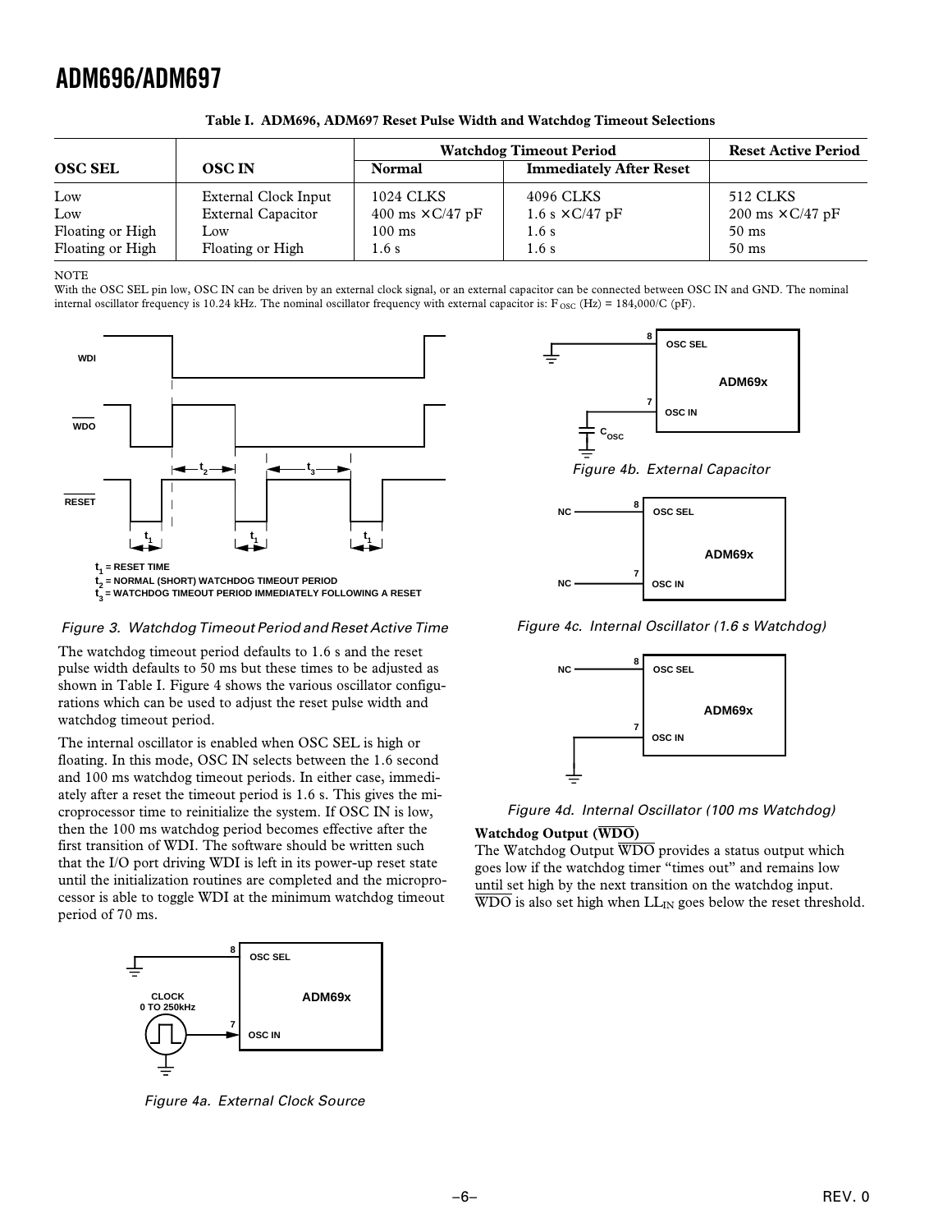**Table I. ADM696, ADM697 Reset Pulse Width and Watchdog Timeout Selections**

| OSC SEL | OSC IN | Watchdog Timeout Period | | Reset Active Period |
|---|---|---|---|---|
| | | Normal | Immediately After Reset | |
| Low | External Clock Input | 1024 CLKS | 4096 CLKS | 512 CLKS |
| Low | External Capacitor | 400 ms × C/47 pF | 1.6 s × C/47 pF | 200 ms × C/47 pF |
| Floating or High | Low | 100 ms | 1.6 s | 50 ms |
| Floating or High | Floating or High | 1.6 s | 1.6 s | 50 ms |

NOTE
With the OSC SEL pin low, OSC IN can be driven by an external clock signal, or an external capacitor can be connected between OSC IN and GND. The nominal internal oscillator frequency is 10.24 kHz. The nominal oscillator frequency with external capacitor is: $F_{OSC}$ (Hz) = 184,000/C (pF).

$t_1$ = RESET TIME
$t_2$ = NORMAL (SHORT) WATCHDOG TIMEOUT PERIOD
$t_3$ = WATCHDOG TIMEOUT PERIOD IMMEDIATELY FOLLOWING A RESET

*Figure 3. Watchdog Timeout Period and Reset Active Time*

The watchdog timeout period defaults to 1.6 s and the reset pulse width defaults to 50 ms but these times to be adjusted as shown in Table I. Figure 4 shows the various oscillator configurations which can be used to adjust the reset pulse width and watchdog timeout period.

The internal oscillator is enabled when OSC SEL is high or floating. In this mode, OSC IN selects between the 1.6 second and 100 ms watchdog timeout periods. In either case, immediately after a reset the timeout period is 1.6 s. This gives the microprocessor time to reinitialize the system. If OSC IN is low, then the 100 ms watchdog period becomes effective after the first transition of WDI. The software should be written such that the I/O port driving WDI is left in its power-up reset state until the initialization routines are completed and the microprocessor is able to toggle WDI at the minimum watchdog timeout period of 70 ms.

*Figure 4a. External Clock Source*

*Figure 4b. External Capacitor*

*Figure 4c. Internal Oscillator (1.6 s Watchdog)*

*Figure 4d. Internal Oscillator (100 ms Watchdog)*

**Watchdog Output ($\overline{WDO}$)**

The Watchdog Output $\overline{WDO}$ provides a status output which goes low if the watchdog timer "times out" and remains low until set high by the next transition on the watchdog input. $\overline{WDO}$ is also set high when $LL_{IN}$ goes below the reset threshold.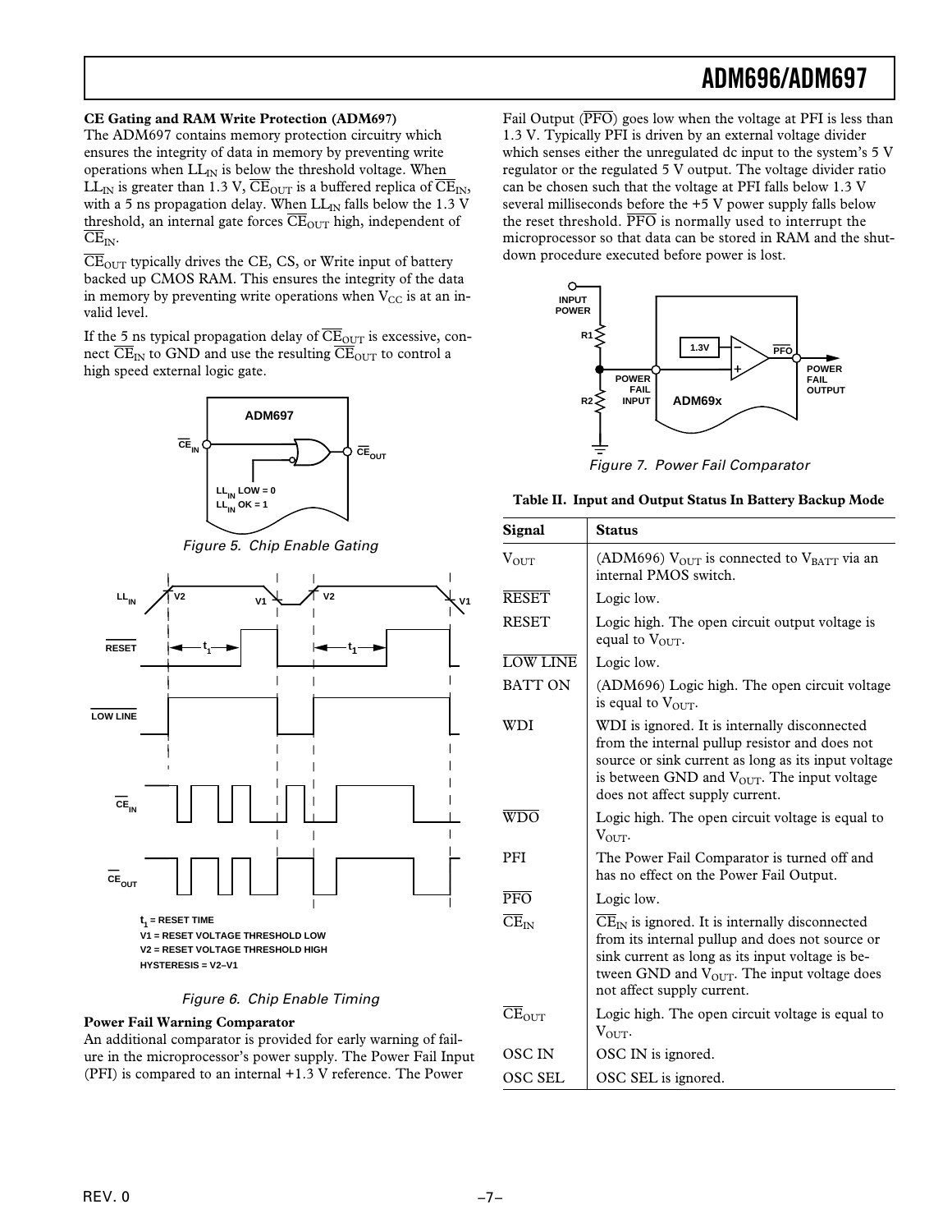### CE Gating and RAM Write Protection (ADM697)

The ADM697 contains memory protection circuitry which ensures the integrity of data in memory by preventing write operations when $LL_{IN}$ is below the threshold voltage. When $LL_{IN}$ is greater than 1.3 V, $\overline{CE}_{OUT}$ is a buffered replica of $\overline{CE}_{IN}$, with a 5 ns propagation delay. When $LL_{IN}$ falls below the 1.3 V threshold, an internal gate forces $\overline{CE}_{OUT}$ high, independent of $\overline{CE}_{IN}$.

$\overline{CE}_{OUT}$ typically drives the CE, CS, or Write input of battery backed up CMOS RAM. This ensures the integrity of the data in memory by preventing write operations when $V_{CC}$ is at an invalid level.

If the 5 ns typical propagation delay of $\overline{CE}_{OUT}$ is excessive, connect $\overline{CE}_{IN}$ to GND and use the resulting $\overline{CE}_{OUT}$ to control a high speed external logic gate.

Figure 5. Chip Enable Gating

Figure 6. Chip Enable Timing

### Power Fail Warning Comparator

An additional comparator is provided for early warning of failure in the microprocessor's power supply. The Power Fail Input (PFI) is compared to an internal +1.3 V reference. The Power Fail Output ($\overline{PFO}$) goes low when the voltage at PFI is less than 1.3 V. Typically PFI is driven by an external voltage divider which senses either the unregulated dc input to the system's 5 V regulator or the regulated 5 V output. The voltage divider ratio can be chosen such that the voltage at PFI falls below 1.3 V several milliseconds before the +5 V power supply falls below the reset threshold. $\overline{PFO}$ is normally used to interrupt the microprocessor so that data can be stored in RAM and the shutdown procedure executed before power is lost.

Figure 7. Power Fail Comparator

**Table II. Input and Output Status In Battery Backup Mode**

| Signal | Status |
|---|---|
| $V_{OUT}$ | (ADM696) $V_{OUT}$ is connected to $V_{BATT}$ via an internal PMOS switch. |
| $\overline{RESET}$ | Logic low. |
| RESET | Logic high. The open circuit output voltage is equal to $V_{OUT}$. |
| $\overline{LOW\ LINE}$ | Logic low. |
| BATT ON | (ADM696) Logic high. The open circuit voltage is equal to $V_{OUT}$. |
| WDI | WDI is ignored. It is internally disconnected from the internal pullup resistor and does not source or sink current as long as its input voltage is between GND and $V_{OUT}$. The input voltage does not affect supply current. |
| $\overline{WDO}$ | Logic high. The open circuit voltage is equal to $V_{OUT}$. |
| PFI | The Power Fail Comparator is turned off and has no effect on the Power Fail Output. |
| $\overline{PFO}$ | Logic low. |
| $\overline{CE}_{IN}$ | $\overline{CE}_{IN}$ is ignored. It is internally disconnected from its internal pullup and does not source or sink current as long as its input voltage is between GND and $V_{OUT}$. The input voltage does not affect supply current. |
| $\overline{CE}_{OUT}$ | Logic high. The open circuit voltage is equal to $V_{OUT}$. |
| OSC IN | OSC IN is ignored. |
| OSC SEL | OSC SEL is ignored. |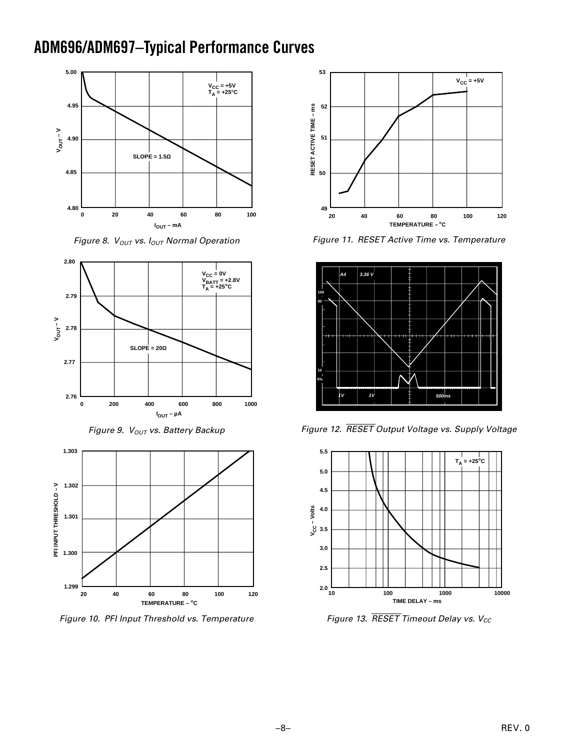# ADM696/ADM697–Typical Performance Curves

$V_{CC}$ = +5V
$T_A$ = +25°C

SLOPE = 1.5Ω

*Figure 8. $V_{OUT}$ vs. $I_{OUT}$ Normal Operation*

$V_{CC}$ = 0V
$V_{BATT}$ = +2.8V
$T_A$ = +25°C

SLOPE = 20Ω

*Figure 9. $V_{OUT}$ vs. Battery Backup*

*Figure 10. PFI Input Threshold vs. Temperature*

$V_{CC}$ = +5V

*Figure 11. RESET Active Time vs. Temperature*

*Figure 12. $\overline{RESET}$ Output Voltage vs. Supply Voltage*

$T_A$ = +25°C

*Figure 13. $\overline{RESET}$ Timeout Delay vs. $V_{CC}$*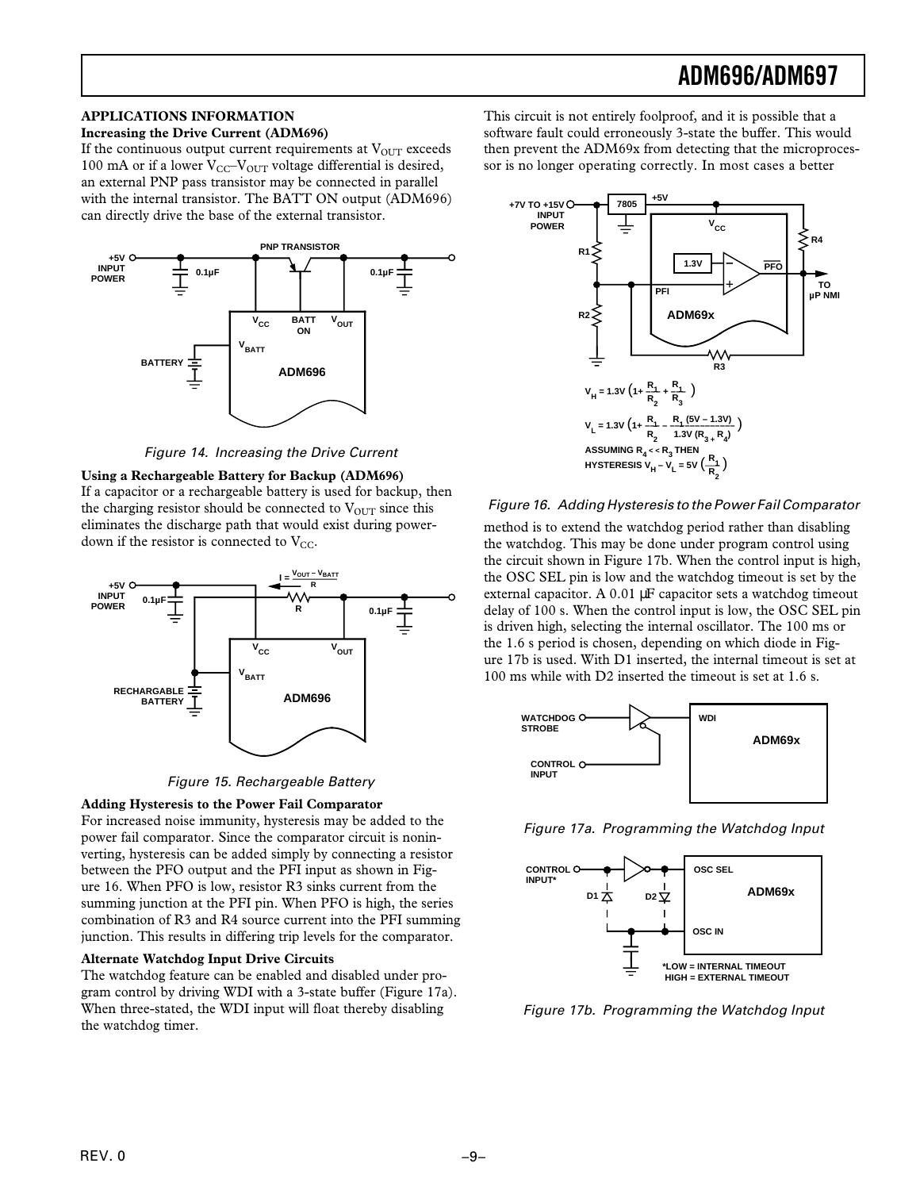## APPLICATIONS INFORMATION

### Increasing the Drive Current (ADM696)

If the continuous output current requirements at $V_{OUT}$ exceeds 100 mA or if a lower $V_{CC}$–$V_{OUT}$ voltage differential is desired, an external PNP pass transistor may be connected in parallel with the internal transistor. The BATT ON output (ADM696) can directly drive the base of the external transistor.

*Figure 14. Increasing the Drive Current*

### Using a Rechargeable Battery for Backup (ADM696)

If a capacitor or a rechargeable battery is used for backup, then the charging resistor should be connected to $V_{OUT}$ since this eliminates the discharge path that would exist during power-down if the resistor is connected to $V_{CC}$.

*Figure 15. Rechargeable Battery*

### Adding Hysteresis to the Power Fail Comparator

For increased noise immunity, hysteresis may be added to the power fail comparator. Since the comparator circuit is noninverting, hysteresis can be added simply by connecting a resistor between the PFO output and the PFI input as shown in Figure 16. When PFO is low, resistor R3 sinks current from the summing junction at the PFI pin. When PFO is high, the series combination of R3 and R4 source current into the PFI summing junction. This results in differing trip levels for the comparator.

### Alternate Watchdog Input Drive Circuits

The watchdog feature can be enabled and disabled under program control by driving WDI with a 3-state buffer (Figure 17a). When three-stated, the WDI input will float thereby disabling the watchdog timer.

This circuit is not entirely foolproof, and it is possible that a software fault could erroneously 3-state the buffer. This would then prevent the ADM69x from detecting that the microprocessor is no longer operating correctly. In most cases a better

$$V_H = 1.3V\left(1 + \frac{R_1}{R_2} + \frac{R_1}{R_3}\right)$$

$$V_L = 1.3V\left(1 + \frac{R_1}{R_2} - \frac{R_1\,(5V - 1.3V)}{1.3V\,(R_3 + R_4)}\right)$$

ASSUMING $R_4 << R_3$ THEN

$$\text{HYSTERESIS } V_H - V_L = 5V\left(\frac{R_1}{R_2}\right)$$

*Figure 16. Adding Hysteresis to the Power Fail Comparator*

method is to extend the watchdog period rather than disabling the watchdog. This may be done under program control using the circuit shown in Figure 17b. When the control input is high, the OSC SEL pin is low and the watchdog timeout is set by the external capacitor. A 0.01 µF capacitor sets a watchdog timeout delay of 100 s. When the control input is low, the OSC SEL pin is driven high, selecting the internal oscillator. The 100 ms or the 1.6 s period is chosen, depending on which diode in Figure 17b is used. With D1 inserted, the internal timeout is set at 100 ms while with D2 inserted the timeout is set at 1.6 s.

*Figure 17a. Programming the Watchdog Input*

*LOW = INTERNAL TIMEOUT
HIGH = EXTERNAL TIMEOUT

*Figure 17b. Programming the Watchdog Input*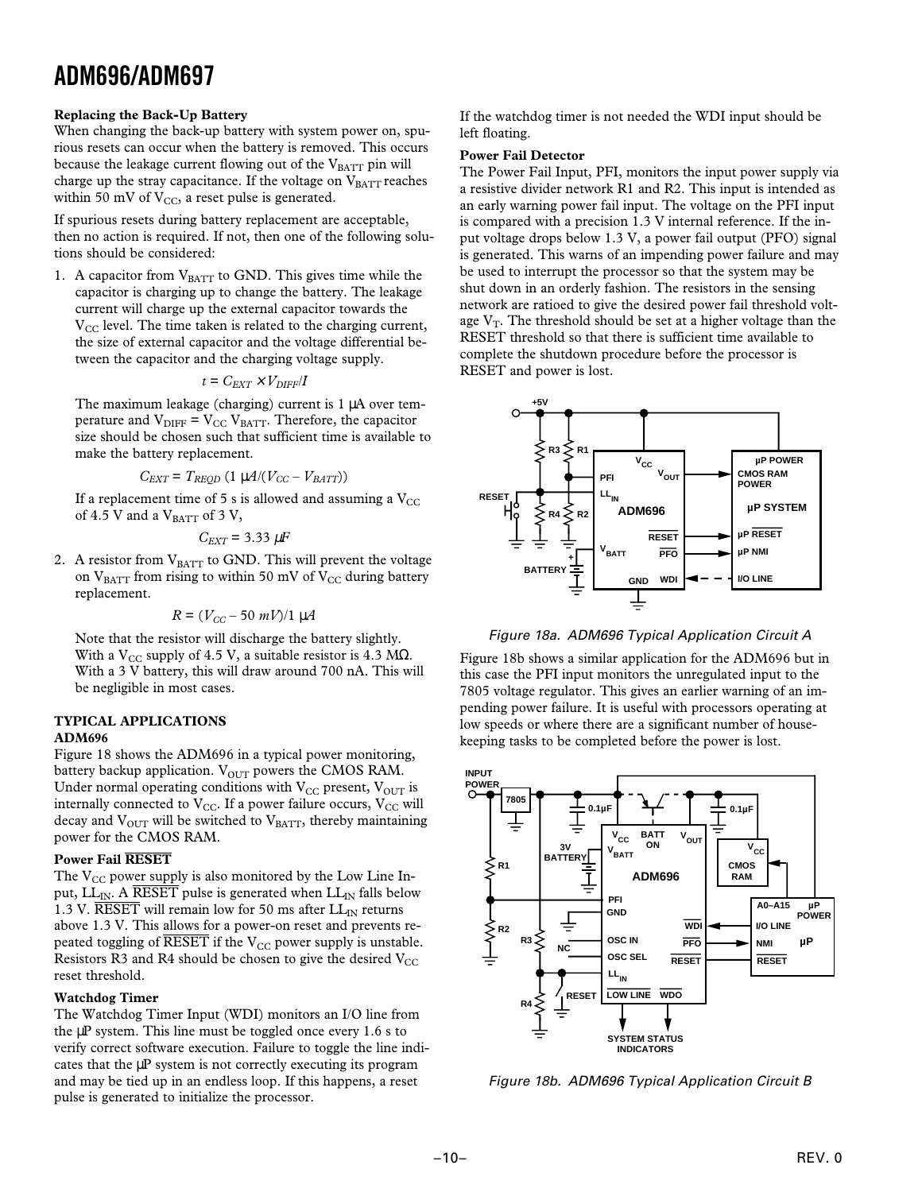## Replacing the Back-Up Battery

When changing the back-up battery with system power on, spurious resets can occur when the battery is removed. This occurs because the leakage current flowing out of the $V_{BATT}$ pin will charge up the stray capacitance. If the voltage on $V_{BATT}$ reaches within 50 mV of $V_{CC}$, a reset pulse is generated.

If spurious resets during battery replacement are acceptable, then no action is required. If not, then one of the following solutions should be considered:

1. A capacitor from $V_{BATT}$ to GND. This gives time while the capacitor is charging up to change the battery. The leakage current will charge up the external capacitor towards the $V_{CC}$ level. The time taken is related to the charging current, the size of external capacitor and the voltage differential between the capacitor and the charging voltage supply.

   $$t = C_{EXT} \times V_{DIFF}/I$$

   The maximum leakage (charging) current is 1 µA over temperature and $V_{DIFF} = V_{CC}\ V_{BATT}$. Therefore, the capacitor size should be chosen such that sufficient time is available to make the battery replacement.

   $$C_{EXT} = T_{REQD}\ (1\ \mu A/(V_{CC} - V_{BATT}))$$

   If a replacement time of 5 s is allowed and assuming a $V_{CC}$ of 4.5 V and a $V_{BATT}$ of 3 V,

   $$C_{EXT} = 3.33\ \mu F$$

2. A resistor from $V_{BATT}$ to GND. This will prevent the voltage on $V_{BATT}$ from rising to within 50 mV of $V_{CC}$ during battery replacement.

   $$R = (V_{CC} - 50\ mV)/1\ \mu A$$

   Note that the resistor will discharge the battery slightly. With a $V_{CC}$ supply of 4.5 V, a suitable resistor is 4.3 MΩ. With a 3 V battery, this will draw around 700 nA. This will be negligible in most cases.

## TYPICAL APPLICATIONS

### ADM696

Figure 18 shows the ADM696 in a typical power monitoring, battery backup application. $V_{OUT}$ powers the CMOS RAM. Under normal operating conditions with $V_{CC}$ present, $V_{OUT}$ is internally connected to $V_{CC}$. If a power failure occurs, $V_{CC}$ will decay and $V_{OUT}$ will be switched to $V_{BATT}$, thereby maintaining power for the CMOS RAM.

### Power Fail $\overline{\text{RESET}}$

The $V_{CC}$ power supply is also monitored by the Low Line Input, $LL_{IN}$. A $\overline{\text{RESET}}$ pulse is generated when $LL_{IN}$ falls below 1.3 V. $\overline{\text{RESET}}$ will remain low for 50 ms after $LL_{IN}$ returns above 1.3 V. This allows for a power-on reset and prevents repeated toggling of $\overline{\text{RESET}}$ if the $V_{CC}$ power supply is unstable. Resistors R3 and R4 should be chosen to give the desired $V_{CC}$ reset threshold.

### Watchdog Timer

The Watchdog Timer Input (WDI) monitors an I/O line from the µP system. This line must be toggled once every 1.6 s to verify correct software execution. Failure to toggle the line indicates that the µP system is not correctly executing its program and may be tied up in an endless loop. If this happens, a reset pulse is generated to initialize the processor.

If the watchdog timer is not needed the WDI input should be left floating.

### Power Fail Detector

The Power Fail Input, PFI, monitors the input power supply via a resistive divider network R1 and R2. This input is intended as an early warning power fail input. The voltage on the PFI input is compared with a precision 1.3 V internal reference. If the input voltage drops below 1.3 V, a power fail output (PFO) signal is generated. This warns of an impending power failure and may be used to interrupt the processor so that the system may be shut down in an orderly fashion. The resistors in the sensing network are ratioed to give the desired power fail threshold voltage $V_T$. The threshold should be set at a higher voltage than the RESET threshold so that there is sufficient time available to complete the shutdown procedure before the processor is RESET and power is lost.

*Figure 18a. ADM696 Typical Application Circuit A*

Figure 18b shows a similar application for the ADM696 but in this case the PFI input monitors the unregulated input to the 7805 voltage regulator. This gives an earlier warning of an impending power failure. It is useful with processors operating at low speeds or where there are a significant number of housekeeping tasks to be completed before the power is lost.

*Figure 18b. ADM696 Typical Application Circuit B*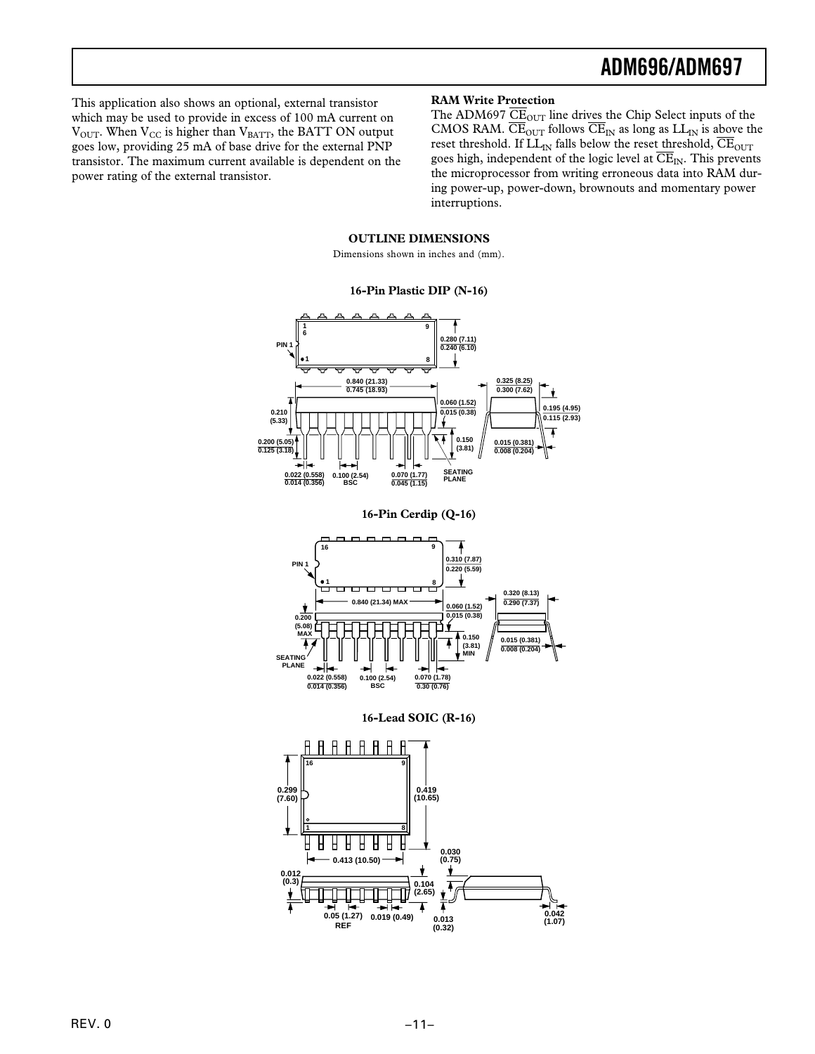This application also shows an optional, external transistor which may be used to provide in excess of 100 mA current on $V_{OUT}$. When $V_{CC}$ is higher than $V_{BATT}$, the BATT ON output goes low, providing 25 mA of base drive for the external PNP transistor. The maximum current available is dependent on the power rating of the external transistor.

**RAM Write Protection**

The ADM697 $\overline{CE}_{OUT}$ line drives the Chip Select inputs of the CMOS RAM. $\overline{CE}_{OUT}$ follows $\overline{CE}_{IN}$ as long as $LL_{IN}$ is above the reset threshold. If $LL_{IN}$ falls below the reset threshold, $\overline{CE}_{OUT}$ goes high, independent of the logic level at $\overline{CE}_{IN}$. This prevents the microprocessor from writing erroneous data into RAM during power-up, power-down, brownouts and momentary power interruptions.

## OUTLINE DIMENSIONS

Dimensions shown in inches and (mm).

### 16-Pin Plastic DIP (N-16)

PIN 1; 16; 9; 1; 8; 0.280 (7.11) / 0.240 (6.10); 0.840 (21.33) / 0.745 (18.93); 0.210 (5.33); 0.060 (1.52) / 0.015 (0.38); 0.325 (8.25) / 0.300 (7.62); 0.195 (4.95) / 0.115 (2.93); 0.200 (5.05) / 0.125 (3.18); 0.150 (3.81); 0.015 (0.381) / 0.008 (0.204); 0.022 (0.558) / 0.014 (0.356); 0.100 (2.54) BSC; 0.070 (1.77) / 0.045 (1.15); SEATING PLANE

### 16-Pin Cerdip (Q-16)

PIN 1; 16; 9; 1; 8; 0.310 (7.87) / 0.220 (5.59); 0.840 (21.34) MAX; 0.060 (1.52) / 0.015 (0.38); 0.320 (8.13) / 0.290 (7.37); 0.200 (5.08) MAX; 0.150 (3.81) MIN; 0.015 (0.381) / 0.008 (0.204); SEATING PLANE; 0.022 (0.558) / 0.014 (0.356); 0.100 (2.54) BSC; 0.070 (1.78) / 0.30 (0.76)

### 16-Lead SOIC (R-16)

16; 9; 1; 8; 0.299 (7.60); 0.419 (10.65); 0.413 (10.50); 0.030 (0.75); 0.012 (0.3); 0.104 (2.65); 0.05 (1.27) REF; 0.019 (0.49); 0.013 (0.32); 0.042 (1.07)

REV. 0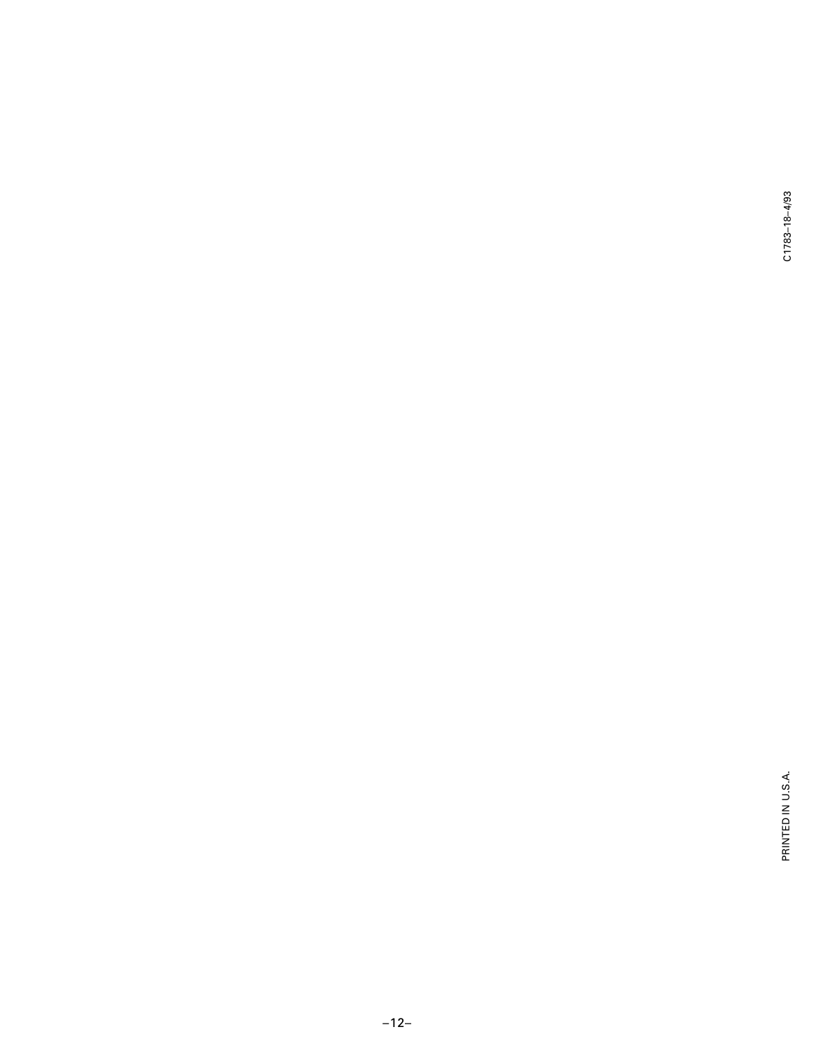C1783–18–4/93

PRINTED IN U.S.A.